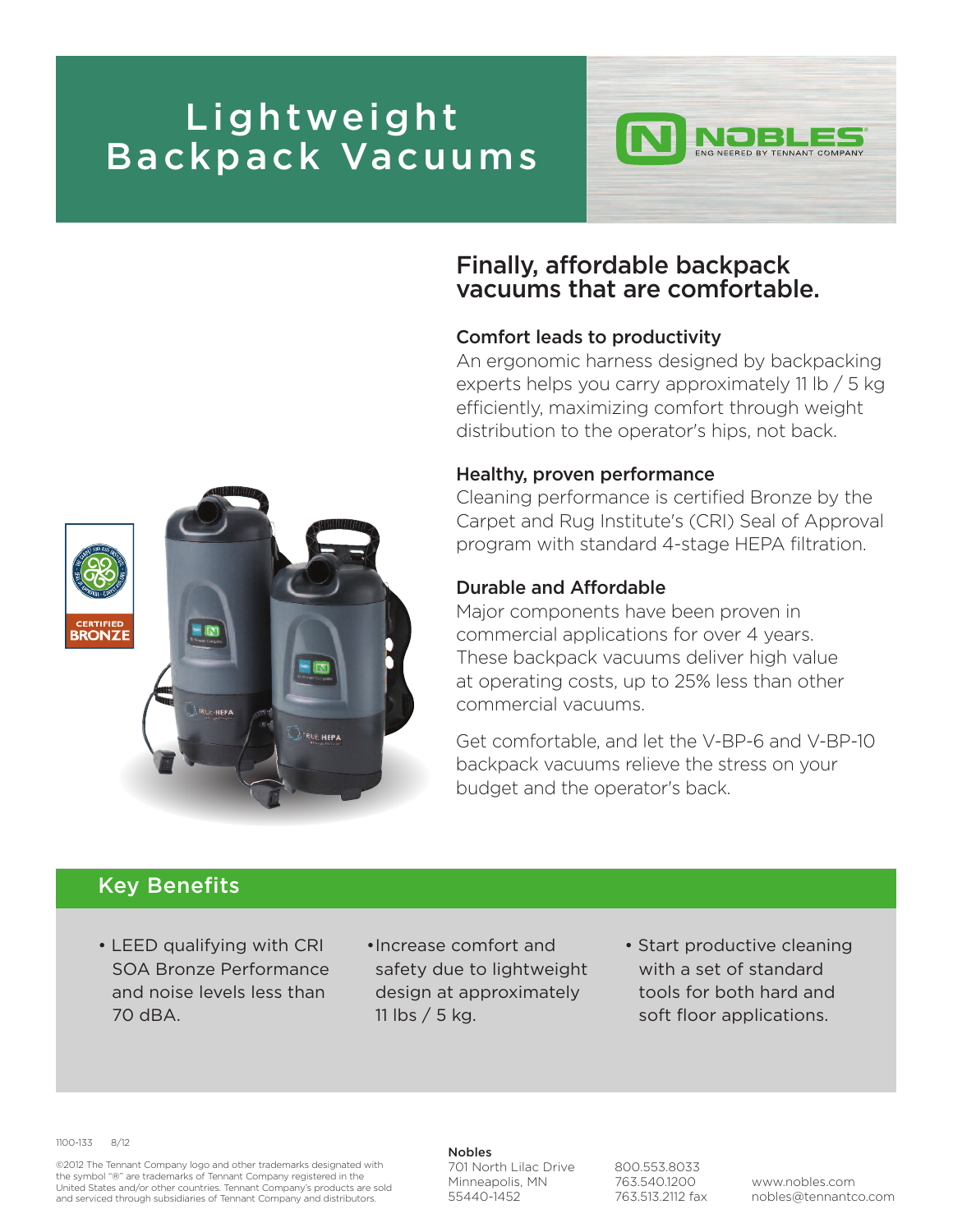# Lightweight Backpack Vacuums

NOBLES
ENGINEERED BY TENNANT COMPANY

## Finally, affordable backpack vacuums that are comfortable.

### Comfort leads to productivity

An ergonomic harness designed by backpacking experts helps you carry approximately 11 lb / 5 kg efficiently, maximizing comfort through weight distribution to the operator's hips, not back.

### Healthy, proven performance

Cleaning performance is certified Bronze by the Carpet and Rug Institute's (CRI) Seal of Approval program with standard 4-stage HEPA filtration.

### Durable and Affordable

Major components have been proven in commercial applications for over 4 years. These backpack vacuums deliver high value at operating costs, up to 25% less than other commercial vacuums.

Get comfortable, and let the V-BP-6 and V-BP-10 backpack vacuums relieve the stress on your budget and the operator's back.

CERTIFIED BRONZE

## Key Benefits

- LEED qualifying with CRI SOA Bronze Performance and noise levels less than 70 dBA.
- Increase comfort and safety due to lightweight design at approximately 11 lbs / 5 kg.
- Start productive cleaning with a set of standard tools for both hard and soft floor applications.

1100-133 8/12

©2012 The Tennant Company logo and other trademarks designated with the symbol "®" are trademarks of Tennant Company registered in the United States and/or other countries. Tennant Company's products are sold and serviced through subsidiaries of Tennant Company and distributors.

**Nobles**
701 North Lilac Drive
Minneapolis, MN
55440-1452

800.553.8033
763.540.1200
763.513.2112 fax

www.nobles.com
nobles@tennantco.com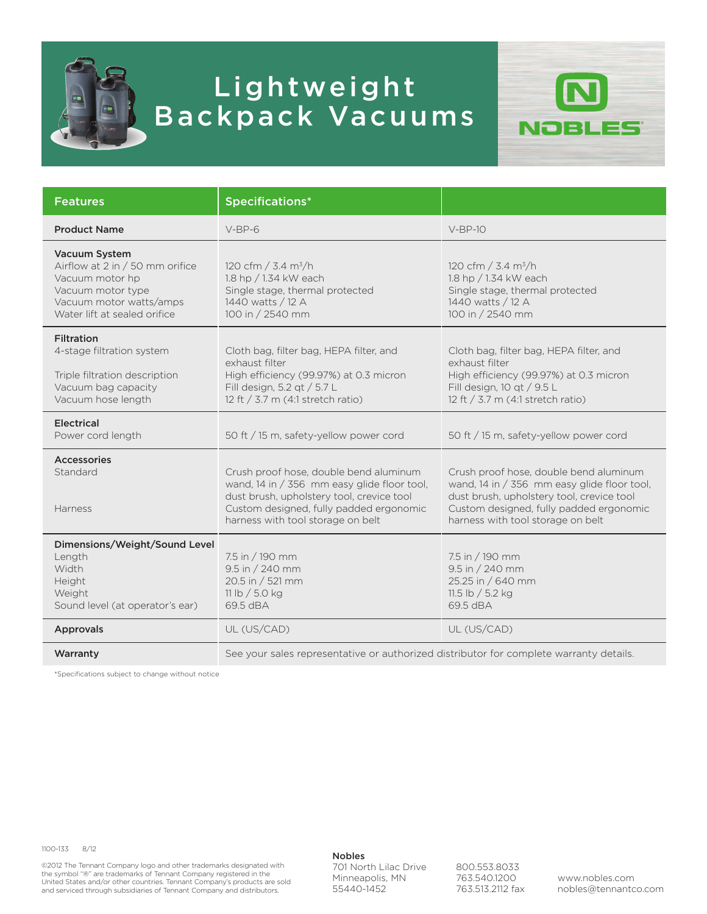# Lightweight Backpack Vacuums

NOBLES

| Features | Specifications* | |
|---|---|---|
| **Product Name** | V-BP-6 | V-BP-10 |
| **Vacuum System**<br>Airflow at 2 in / 50 mm orifice<br>Vacuum motor hp<br>Vacuum motor type<br>Vacuum motor watts/amps<br>Water lift at sealed orifice | 120 cfm / 3.4 m³/h<br>1.8 hp / 1.34 kW each<br>Single stage, thermal protected<br>1440 watts / 12 A<br>100 in / 2540 mm | 120 cfm / 3.4 m³/h<br>1.8 hp / 1.34 kW each<br>Single stage, thermal protected<br>1440 watts / 12 A<br>100 in / 2540 mm |
| **Filtration**<br>4-stage filtration system<br>Triple filtration description<br>Vacuum bag capacity<br>Vacuum hose length | Cloth bag, filter bag, HEPA filter, and exhaust filter<br>High efficiency (99.97%) at 0.3 micron<br>Fill design, 5.2 qt / 5.7 L<br>12 ft / 3.7 m (4:1 stretch ratio) | Cloth bag, filter bag, HEPA filter, and exhaust filter<br>High efficiency (99.97%) at 0.3 micron<br>Fill design, 10 qt / 9.5 L<br>12 ft / 3.7 m (4:1 stretch ratio) |
| **Electrical**<br>Power cord length | 50 ft / 15 m, safety-yellow power cord | 50 ft / 15 m, safety-yellow power cord |
| **Accessories**<br>Standard<br>Harness | Crush proof hose, double bend aluminum wand, 14 in / 356 mm easy glide floor tool, dust brush, upholstery tool, crevice tool<br>Custom designed, fully padded ergonomic harness with tool storage on belt | Crush proof hose, double bend aluminum wand, 14 in / 356 mm easy glide floor tool, dust brush, upholstery tool, crevice tool<br>Custom designed, fully padded ergonomic harness with tool storage on belt |
| **Dimensions/Weight/Sound Level**<br>Length<br>Width<br>Height<br>Weight<br>Sound level (at operator's ear) | 7.5 in / 190 mm<br>9.5 in / 240 mm<br>20.5 in / 521 mm<br>11 lb / 5.0 kg<br>69.5 dBA | 7.5 in / 190 mm<br>9.5 in / 240 mm<br>25.25 in / 640 mm<br>11.5 lb / 5.2 kg<br>69.5 dBA |
| **Approvals** | UL (US/CAD) | UL (US/CAD) |
| **Warranty** | See your sales representative or authorized distributor for complete warranty details. | |

*Specifications subject to change without notice

1100-133 8/12

©2012 The Tennant Company logo and other trademarks designated with the symbol "®" are trademarks of Tennant Company registered in the United States and/or other countries. Tennant Company's products are sold and serviced through subsidiaries of Tennant Company and distributors.

**Nobles**
701 North Lilac Drive
Minneapolis, MN
55440-1452

800.553.8033
763.540.1200
763.513.2112 fax

www.nobles.com
nobles@tennantco.com